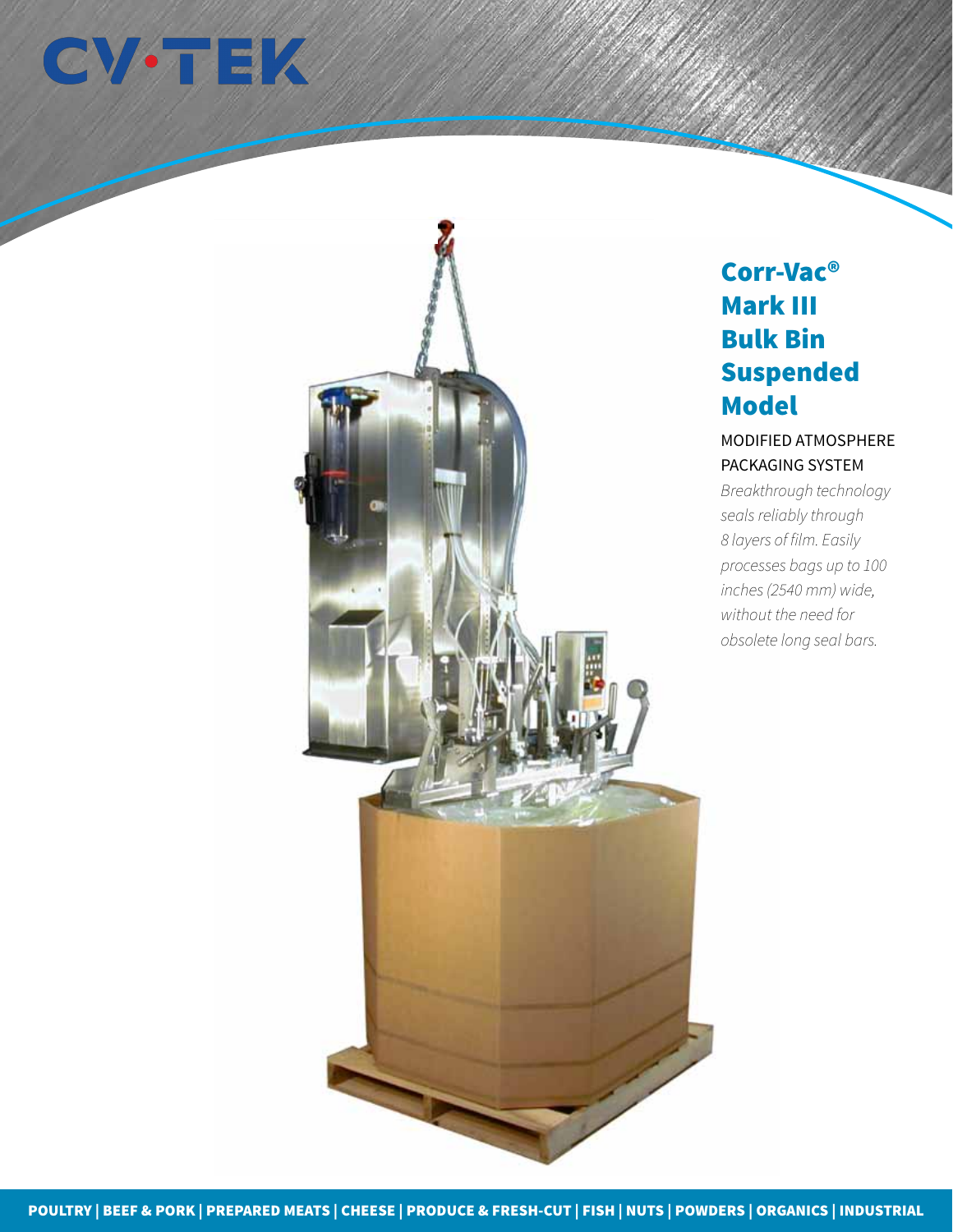CV·TEK

# Corr-Vac® Mark III Bulk Bin Suspended Model

MODIFIED ATMOSPHERE PACKAGING SYSTEM

*Breakthrough technology seals reliably through 8 layers of film. Easily processes bags up to 100 inches (2540 mm) wide, without the need for obsolete long seal bars.*

**POULTRY | BEEF & PORK | PREPARED MEATS | CHEESE | PRODUCE & FRESH-CUT | FISH | NUTS | POWDERS | ORGANICS | INDUSTRIAL**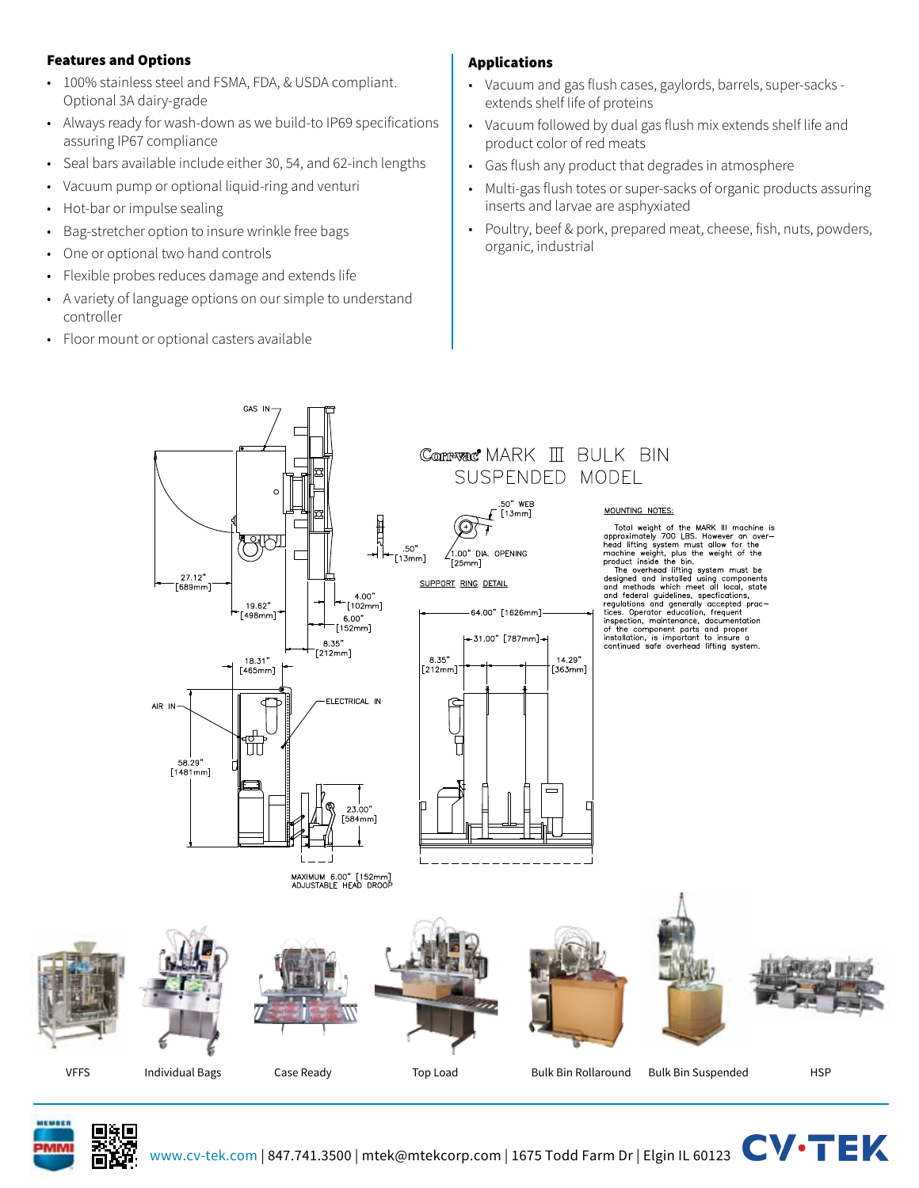### Features and Options

- 100% stainless steel and FSMA, FDA, & USDA compliant. Optional 3A dairy-grade
- Always ready for wash-down as we build-to IP69 specifications assuring IP67 compliance
- Seal bars available include either 30, 54, and 62-inch lengths
- Vacuum pump or optional liquid-ring and venturi
- Hot-bar or impulse sealing
- Bag-stretcher option to insure wrinkle free bags
- One or optional two hand controls
- Flexible probes reduces damage and extends life
- A variety of language options on our simple to understand controller
- Floor mount or optional casters available

### Applications

- Vacuum and gas flush cases, gaylords, barrels, super-sacks - extends shelf life of proteins
- Vacuum followed by dual gas flush mix extends shelf life and product color of red meats
- Gas flush any product that degrades in atmosphere
- Multi-gas flush totes or super-sacks of organic products assuring inserts and larvae are asphyxiated
- Poultry, beef & pork, prepared meat, cheese, fish, nuts, powders, organic, industrial

Corr-vac MARK III BULK BIN
SUSPENDED MODEL

GAS IN

27.12" [689mm]

19.62" [498mm]

4.00" [102mm]

6.00" [152mm]

8.35" [212mm]

.50" [13mm]

.50" WEB [13mm]

1.00" DIA. OPENING [25mm]

SUPPORT RING DETAIL

MOUNTING NOTES:

Total weight of the MARK III machine is approximately 700 LBS. However an overhead lifting system must allow for the machine weight, plus the weight of the product inside the bin.
The overhead lifting system must be designed and installed using components and methods which meet all local, state and federal guidelines, specfications, regulations and generally accepted practices. Operator education, frequent inspection, maintenance, documentation of the component parts and proper installation, is important to insure a continued safe overhead lifting system.

18.31" [465mm]

AIR IN

ELECTRICAL IN

58.29" [1481mm]

23.00" [584mm]

MAXIMUM 6.00" [152mm] ADJUSTABLE HEAD DROOP

64.00" [1626mm]

31.00" [787mm]

8.35" [212mm]

14.29" [363mm]

VFFS

Individual Bags

Case Ready

Top Load

Bulk Bin Rollaround

Bulk Bin Suspended

HSP

www.cv-tek.com | 847.741.3500 | mtek@mtekcorp.com | 1675 Todd Farm Dr | Elgin IL 60123